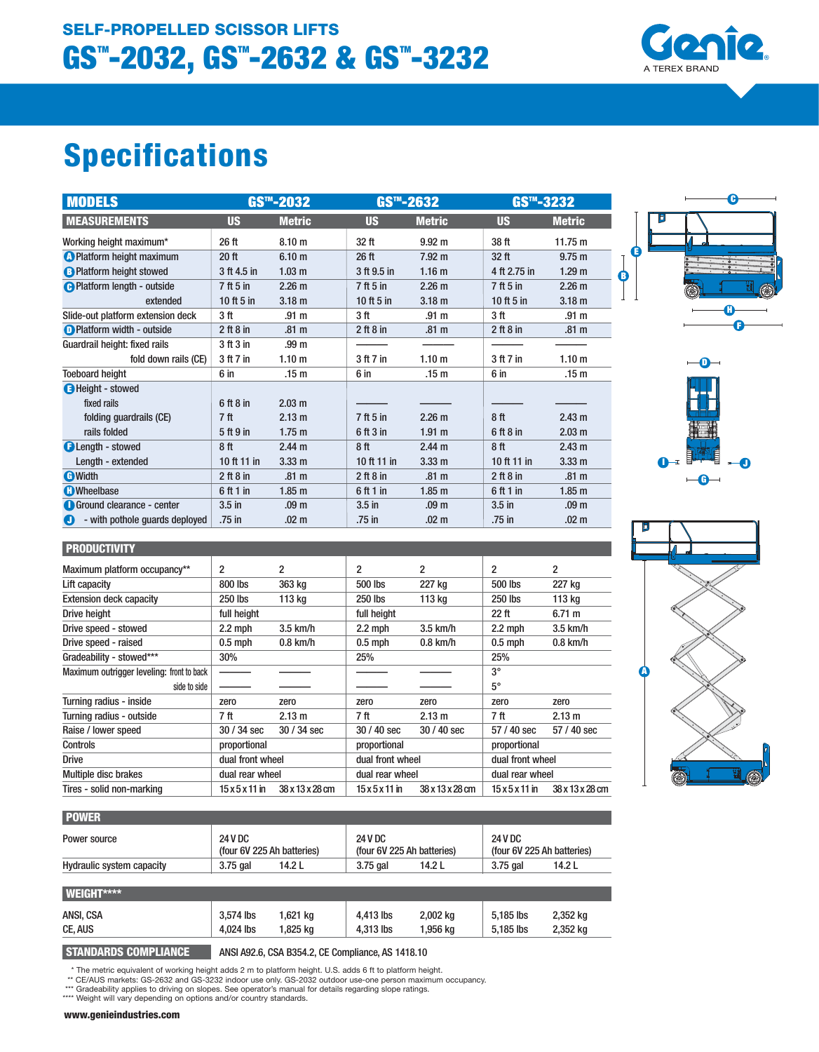# SELF-PROPELLED SCISSOR LIFTS

# GS™-2032, GS™-2632 & GS™-3232

Genie A TEREX BRAND

## Specifications

| MODELS | GS™-2032 | | GS™-2632 | | GS™-3232 | |
|---|---|---|---|---|---|---|
| MEASUREMENTS | US | Metric | US | Metric | US | Metric |
| Working height maximum* | 26 ft | 8.10 m | 32 ft | 9.92 m | 38 ft | 11.75 m |
| A Platform height maximum | 20 ft | 6.10 m | 26 ft | 7.92 m | 32 ft | 9.75 m |
| B Platform height stowed | 3 ft 4.5 in | 1.03 m | 3 ft 9.5 in | 1.16 m | 4 ft 2.75 in | 1.29 m |
| C Platform length - outside | 7 ft 5 in | 2.26 m | 7 ft 5 in | 2.26 m | 7 ft 5 in | 2.26 m |
| extended | 10 ft 5 in | 3.18 m | 10 ft 5 in | 3.18 m | 10 ft 5 in | 3.18 m |
| Slide-out platform extension deck | 3 ft | .91 m | 3 ft | .91 m | 3 ft | .91 m |
| D Platform width - outside | 2 ft 8 in | .81 m | 2 ft 8 in | .81 m | 2 ft 8 in | .81 m |
| Guardrail height: fixed rails | 3 ft 3 in | .99 m | ——— | ——— | ——— | ——— |
| fold down rails (CE) | 3 ft 7 in | 1.10 m | 3 ft 7 in | 1.10 m | 3 ft 7 in | 1.10 m |
| Toeboard height | 6 in | .15 m | 6 in | .15 m | 6 in | .15 m |
| E Height - stowed | | | | | | |
| fixed rails | 6 ft 8 in | 2.03 m | ——— | ——— | ——— | ——— |
| folding guardrails (CE) | 7 ft | 2.13 m | 7 ft 5 in | 2.26 m | 8 ft | 2.43 m |
| rails folded | 5 ft 9 in | 1.75 m | 6 ft 3 in | 1.91 m | 6 ft 8 in | 2.03 m |
| F Length - stowed | 8 ft | 2.44 m | 8 ft | 2.44 m | 8 ft | 2.43 m |
| Length - extended | 10 ft 11 in | 3.33 m | 10 ft 11 in | 3.33 m | 10 ft 11 in | 3.33 m |
| G Width | 2 ft 8 in | .81 m | 2 ft 8 in | .81 m | 2 ft 8 in | .81 m |
| H Wheelbase | 6 ft 1 in | 1.85 m | 6 ft 1 in | 1.85 m | 6 ft 1 in | 1.85 m |
| I Ground clearance - center | 3.5 in | .09 m | 3.5 in | .09 m | 3.5 in | .09 m |
| J - with pothole guards deployed | .75 in | .02 m | .75 in | .02 m | .75 in | .02 m |

| PRODUCTIVITY | GS™-2032 | | GS™-2632 | | GS™-3232 | |
|---|---|---|---|---|---|---|
| Maximum platform occupancy** | 2 | 2 | 2 | 2 | 2 | 2 |
| Lift capacity | 800 lbs | 363 kg | 500 lbs | 227 kg | 500 lbs | 227 kg |
| Extension deck capacity | 250 lbs | 113 kg | 250 lbs | 113 kg | 250 lbs | 113 kg |
| Drive height | full height | | full height | | 22 ft | 6.71 m |
| Drive speed - stowed | 2.2 mph | 3.5 km/h | 2.2 mph | 3.5 km/h | 2.2 mph | 3.5 km/h |
| Drive speed - raised | 0.5 mph | 0.8 km/h | 0.5 mph | 0.8 km/h | 0.5 mph | 0.8 km/h |
| Gradeability - stowed*** | 30% | | 25% | | 25% | |
| Maximum outrigger leveling: front to back | ——— | ——— | ——— | ——— | 3° | |
| side to side | ——— | ——— | ——— | ——— | 5° | |
| Turning radius - inside | zero | zero | zero | zero | zero | zero |
| Turning radius - outside | 7 ft | 2.13 m | 7 ft | 2.13 m | 7 ft | 2.13 m |
| Raise / lower speed | 30 / 34 sec | 30 / 34 sec | 30 / 40 sec | 30 / 40 sec | 57 / 40 sec | 57 / 40 sec |
| Controls | proportional | | proportional | | proportional | |
| Drive | dual front wheel | | dual front wheel | | dual front wheel | |
| Multiple disc brakes | dual rear wheel | | dual rear wheel | | dual rear wheel | |
| Tires - solid non-marking | 15 x 5 x 11 in | 38 x 13 x 28 cm | 15 x 5 x 11 in | 38 x 13 x 28 cm | 15 x 5 x 11 in | 38 x 13 x 28 cm |

| POWER | GS™-2032 | | GS™-2632 | | GS™-3232 | |
|---|---|---|---|---|---|---|
| Power source | 24 V DC (four 6V 225 Ah batteries) | | 24 V DC (four 6V 225 Ah batteries) | | 24 V DC (four 6V 225 Ah batteries) | |
| Hydraulic system capacity | 3.75 gal | 14.2 L | 3.75 gal | 14.2 L | 3.75 gal | 14.2 L |

| WEIGHT**** | GS™-2032 | | GS™-2632 | | GS™-3232 | |
|---|---|---|---|---|---|---|
| ANSI, CSA | 3,574 lbs | 1,621 kg | 4,413 lbs | 2,002 kg | 5,185 lbs | 2,352 kg |
| CE, AUS | 4,024 lbs | 1,825 kg | 4,313 lbs | 1,956 kg | 5,185 lbs | 2,352 kg |

**STANDARDS COMPLIANCE** ANSI A92.6, CSA B354.2, CE Compliance, AS 1418.10

\* The metric equivalent of working height adds 2 m to platform height. U.S. adds 6 ft to platform height.
** CE/AUS markets: GS-2632 and GS-3232 indoor use only. GS-2032 outdoor use-one person maximum occupancy.
*** Gradeability applies to driving on slopes. See operator's manual for details regarding slope ratings.
**** Weight will vary depending on options and/or country standards.

www.genieindustries.com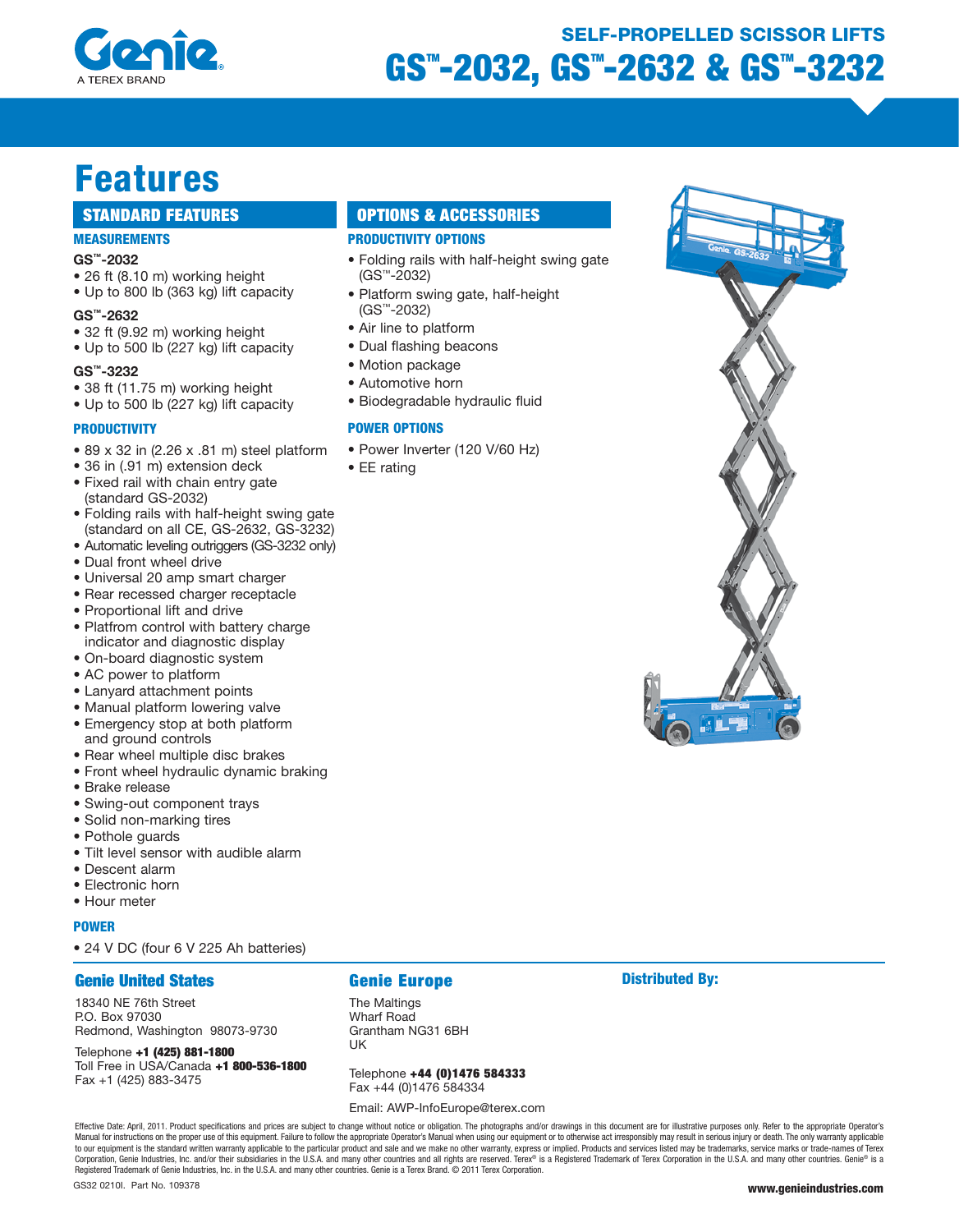SELF-PROPELLED SCISSOR LIFTS

# GS™-2032, GS™-2632 & GS™-3232

# Features

## STANDARD FEATURES

### MEASUREMENTS

**GS™-2032**

- 26 ft (8.10 m) working height
- Up to 800 lb (363 kg) lift capacity

**GS™-2632**

- 32 ft (9.92 m) working height
- Up to 500 lb (227 kg) lift capacity

**GS™-3232**

- 38 ft (11.75 m) working height
- Up to 500 lb (227 kg) lift capacity

### PRODUCTIVITY

- 89 x 32 in (2.26 x .81 m) steel platform
- 36 in (.91 m) extension deck
- Fixed rail with chain entry gate (standard GS-2032)
- Folding rails with half-height swing gate (standard on all CE, GS-2632, GS-3232)
- Automatic leveling outriggers (GS-3232 only)
- Dual front wheel drive
- Universal 20 amp smart charger
- Rear recessed charger receptacle
- Proportional lift and drive
- Platfrom control with battery charge indicator and diagnostic display
- On-board diagnostic system
- AC power to platform
- Lanyard attachment points
- Manual platform lowering valve
- Emergency stop at both platform and ground controls
- Rear wheel multiple disc brakes
- Front wheel hydraulic dynamic braking
- Brake release
- Swing-out component trays
- Solid non-marking tires
- Pothole guards
- Tilt level sensor with audible alarm
- Descent alarm
- Electronic horn
- Hour meter

### POWER

- 24 V DC (four 6 V 225 Ah batteries)

## OPTIONS & ACCESSORIES

### PRODUCTIVITY OPTIONS

- Folding rails with half-height swing gate (GS™-2032)
- Platform swing gate, half-height (GS™-2032)
- Air line to platform
- Dual flashing beacons
- Motion package
- Automotive horn
- Biodegradable hydraulic fluid

### POWER OPTIONS

- Power Inverter (120 V/60 Hz)
- EE rating

### Genie United States

18340 NE 76th Street
P.O. Box 97030
Redmond, Washington 98073-9730

Telephone **+1 (425) 881-1800**
Toll Free in USA/Canada **+1 800-536-1800**
Fax +1 (425) 883-3475

### Genie Europe

The Maltings
Wharf Road
Grantham NG31 6BH
UK

Telephone **+44 (0)1476 584333**
Fax +44 (0)1476 584334

Email: AWP-InfoEurope@terex.com

### Distributed By:

Effective Date: April, 2011. Product specifications and prices are subject to change without notice or obligation. The photographs and/or drawings in this document are for illustrative purposes only. Refer to the appropriate Operator's Manual for instructions on the proper use of this equipment. Failure to follow the appropriate Operator's Manual when using our equipment or to otherwise act irresponsibly may result in serious injury or death. The only warranty applicable to our equipment is the standard written warranty applicable to the particular product and sale and we make no other warranty, express or implied. Products and services listed may be trademarks, service marks or trade-names of Terex Corporation, Genie Industries, Inc. and/or their subsidiaries in the U.S.A. and many other countries and all rights are reserved. Terex® is a Registered Trademark of Terex Corporation in the U.S.A. and many other countries. Genie® is a Registered Trademark of Genie Industries, Inc. in the U.S.A. and many other countries. Genie is a Terex Brand. © 2011 Terex Corporation.

GS32 0210I. Part No. 109378

**www.genieindustries.com**